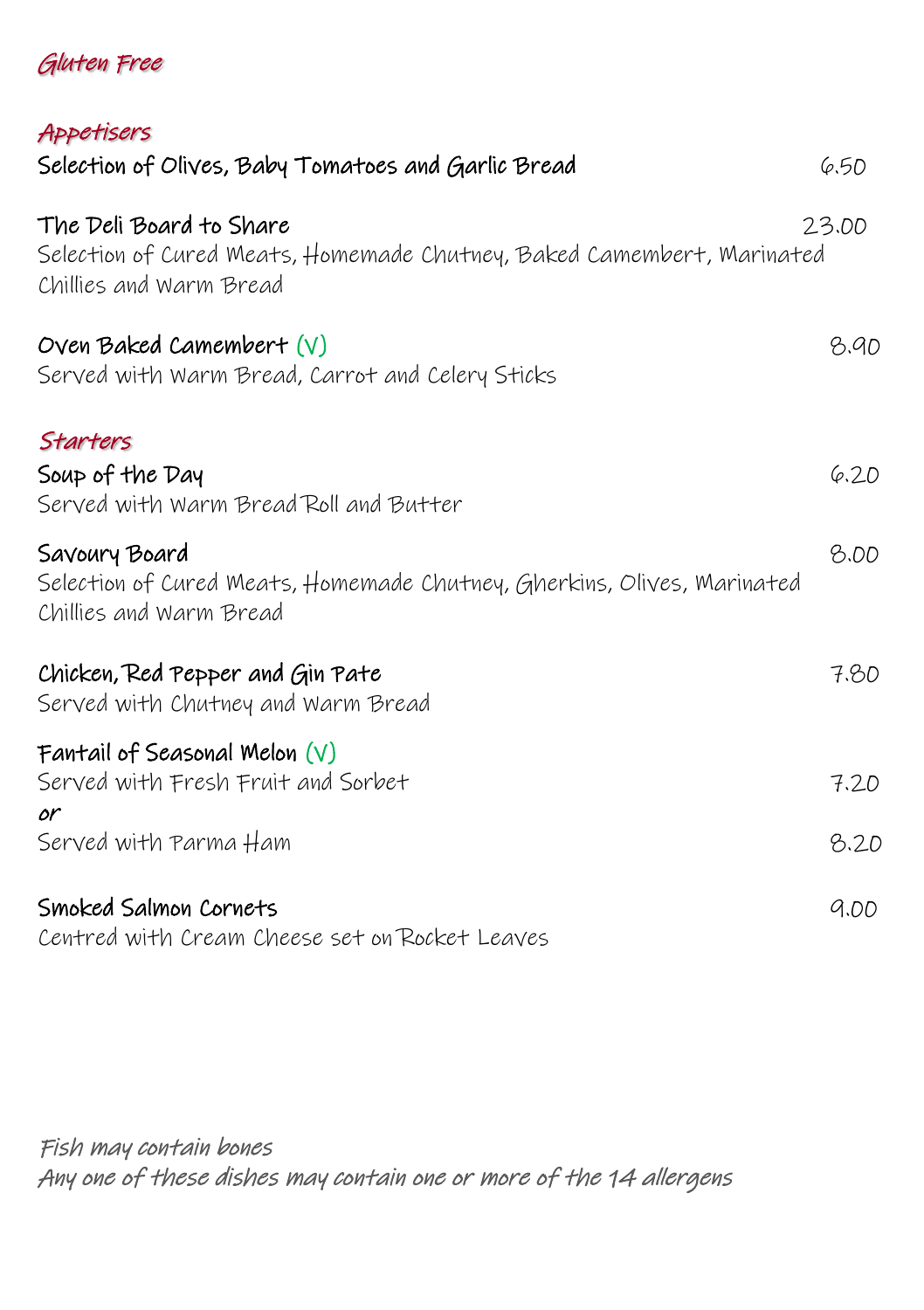# Gluten Free

## Appetisers

**Selection of Olives, Baby Tomatoes and Garlic Bread** 6.50

**The Deli Board to Share** 23.00
Selection of Cured Meats, Homemade Chutney, Baked Camembert, Marinated Chillies and Warm Bread

**Oven Baked Camembert (V)** 8.90
Served with Warm Bread, Carrot and Celery Sticks

## Starters

**Soup of the Day** 6.20
Served with Warm Bread Roll and Butter

**Savoury Board** 8.00
Selection of Cured Meats, Homemade Chutney, Gherkins, Olives, Marinated Chillies and Warm Bread

**Chicken, Red Pepper and Gin Pate** 7.80
Served with Chutney and Warm Bread

**Fantail of Seasonal Melon (V)**
Served with Fresh Fruit and Sorbet 7.20
*or*
Served with Parma Ham 8.20

**Smoked Salmon Cornets** 9.00
Centred with Cream Cheese set on Rocket Leaves

*Fish may contain bones*
*Any one of these dishes may contain one or more of the 14 allergens*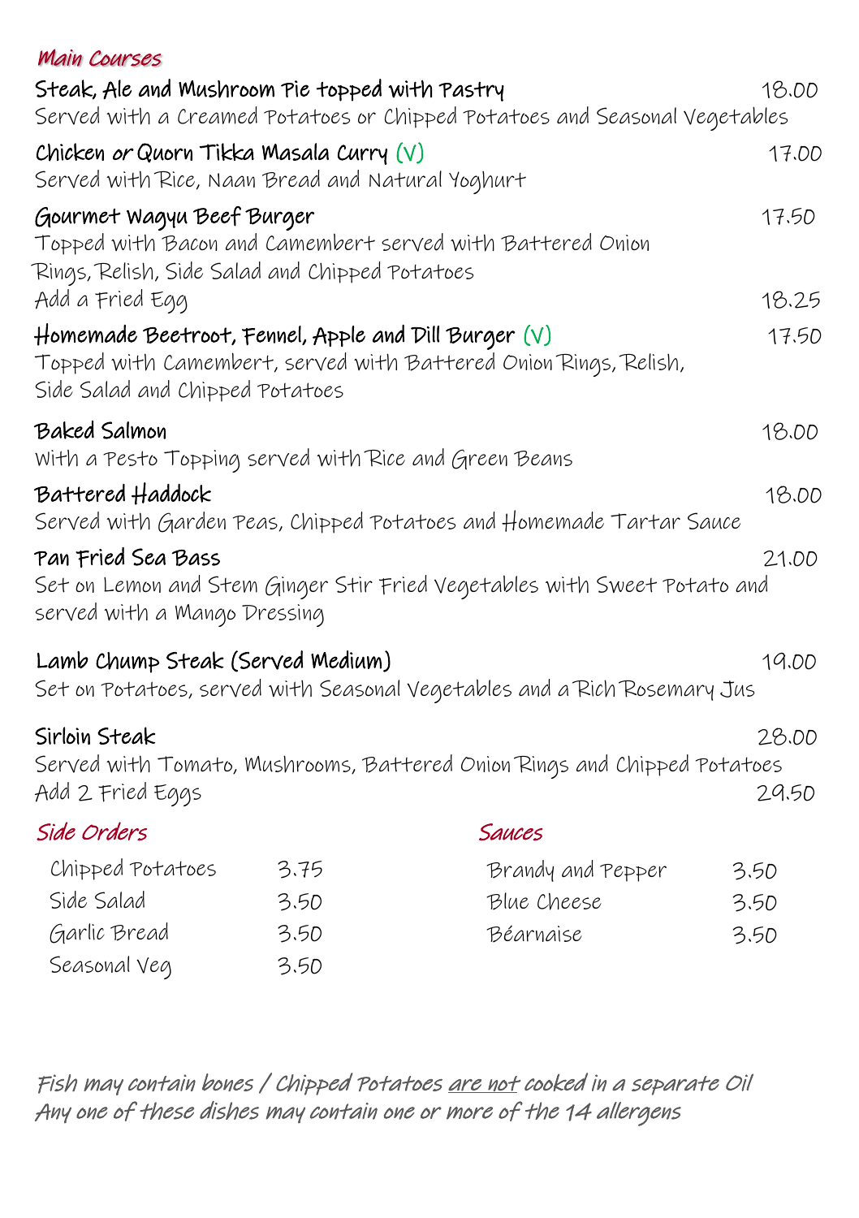## *Main Courses*

**Steak, Ale and Mushroom Pie topped with Pastry** 18.00
Served with a Creamed Potatoes or Chipped Potatoes and Seasonal Vegetables

**Chicken *or* Quorn Tikka Masala Curry** (V) 17.00
Served with Rice, Naan Bread and Natural Yoghurt

**Gourmet Wagyu Beef Burger** 17.50
Topped with Bacon and Camembert served with Battered Onion Rings, Relish, Side Salad and Chipped Potatoes
Add a Fried Egg 18.25

**Homemade Beetroot, Fennel, Apple and Dill Burger** (V) 17.50
Topped with Camembert, served with Battered Onion Rings, Relish, Side Salad and Chipped Potatoes

**Baked Salmon** 18.00
With a Pesto Topping served with Rice and Green Beans

**Battered Haddock** 18.00
Served with Garden Peas, Chipped Potatoes and Homemade Tartar Sauce

**Pan Fried Sea Bass** 21.00
Set on Lemon and Stem Ginger Stir Fried Vegetables with Sweet Potato and served with a Mango Dressing

**Lamb Chump Steak (Served Medium)** 19.00
Set on Potatoes, served with Seasonal Vegetables and a Rich Rosemary Jus

**Sirloin Steak** 28.00
Served with Tomato, Mushrooms, Battered Onion Rings and Chipped Potatoes
Add 2 Fried Eggs 29.50

## *Side Orders*

| Item | Price |
|---|---|
| Chipped Potatoes | 3.75 |
| Side Salad | 3.50 |
| Garlic Bread | 3.50 |
| Seasonal Veg | 3.50 |

## *Sauces*

| Item | Price |
|---|---|
| Brandy and Pepper | 3.50 |
| Blue Cheese | 3.50 |
| Béarnaise | 3.50 |

*Fish may contain bones / Chipped Potatoes <u>are not</u> cooked in a separate Oil*
*Any one of these dishes may contain one or more of the 14 allergens*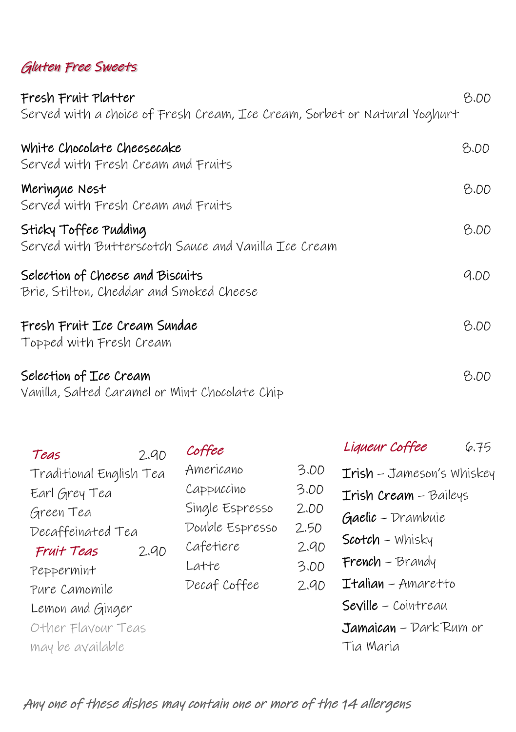## Gluten Free Sweets

**Fresh Fruit Platter** 8.00
Served with a choice of Fresh Cream, Ice Cream, Sorbet or Natural Yoghurt

**White Chocolate Cheesecake** 8.00
Served with Fresh Cream and Fruits

**Meringue Nest** 8.00
Served with Fresh Cream and Fruits

**Sticky Toffee Pudding** 8.00
Served with Butterscotch Sauce and Vanilla Ice Cream

**Selection of Cheese and Biscuits** 9.00
Brie, Stilton, Cheddar and Smoked Cheese

**Fresh Fruit Ice Cream Sundae** 8.00
Topped with Fresh Cream

**Selection of Ice Cream** 8.00
Vanilla, Salted Caramel or Mint Chocolate Chip

### Teas 2.90

Traditional English Tea
Earl Grey Tea
Green Tea
Decaffeinated Tea

### Fruit Teas 2.90

Peppermint
Pure Camomile
Lemon and Ginger
Other Flavour Teas may be available

### Coffee

| | |
|---|---|
| Americano | 3.00 |
| Cappuccino | 3.00 |
| Single Espresso | 2.00 |
| Double Espresso | 2.50 |
| Cafetiere | 2.90 |
| Latte | 3.00 |
| Decaf Coffee | 2.90 |

### Liqueur Coffee 6.75

**Irish** – Jameson's Whiskey
**Irish Cream** – Baileys
**Gaelic** – Drambuie
**Scotch** – Whisky
**French** – Brandy
**Italian** – Amaretto
**Seville** – Cointreau
**Jamaican** – Dark Rum or Tia Maria

*Any one of these dishes may contain one or more of the 14 allergens*